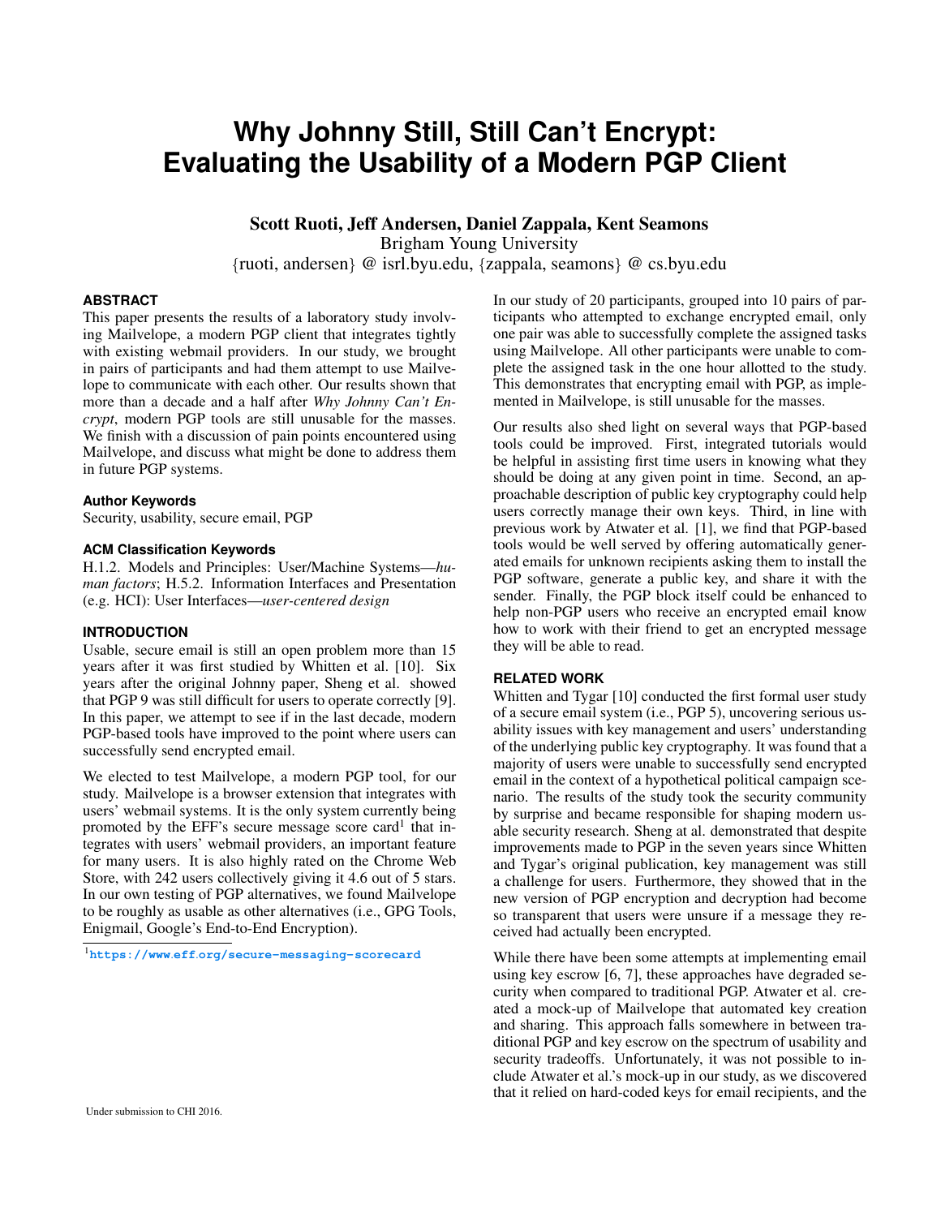# Why Johnny Still, Still Can't Encrypt: Evaluating the Usability of a Modern PGP Client

**Scott Ruoti, Jeff Andersen, Daniel Zappala, Kent Seamons**
Brigham Young University
{ruoti, andersen} @ isrl.byu.edu, {zappala, seamons} @ cs.byu.edu

### ABSTRACT

This paper presents the results of a laboratory study involving Mailvelope, a modern PGP client that integrates tightly with existing webmail providers. In our study, we brought in pairs of participants and had them attempt to use Mailvelope to communicate with each other. Our results shown that more than a decade and a half after *Why Johnny Can't Encrypt*, modern PGP tools are still unusable for the masses. We finish with a discussion of pain points encountered using Mailvelope, and discuss what might be done to address them in future PGP systems.

### Author Keywords

Security, usability, secure email, PGP

### ACM Classification Keywords

H.1.2. Models and Principles: User/Machine Systems—*human factors*; H.5.2. Information Interfaces and Presentation (e.g. HCI): User Interfaces—*user-centered design*

### INTRODUCTION

Usable, secure email is still an open problem more than 15 years after it was first studied by Whitten et al. [10]. Six years after the original Johnny paper, Sheng et al. showed that PGP 9 was still difficult for users to operate correctly [9]. In this paper, we attempt to see if in the last decade, modern PGP-based tools have improved to the point where users can successfully send encrypted email.

We elected to test Mailvelope, a modern PGP tool, for our study. Mailvelope is a browser extension that integrates with users' webmail systems. It is the only system currently being promoted by the EFF's secure message score card[1] that integrates with users' webmail providers, an important feature for many users. It is also highly rated on the Chrome Web Store, with 242 users collectively giving it 4.6 out of 5 stars. In our own testing of PGP alternatives, we found Mailvelope to be roughly as usable as other alternatives (i.e., GPG Tools, Enigmail, Google's End-to-End Encryption).

[1] https://www.eff.org/secure-messaging-scorecard

In our study of 20 participants, grouped into 10 pairs of participants who attempted to exchange encrypted email, only one pair was able to successfully complete the assigned tasks using Mailvelope. All other participants were unable to complete the assigned task in the one hour allotted to the study. This demonstrates that encrypting email with PGP, as implemented in Mailvelope, is still unusable for the masses.

Our results also shed light on several ways that PGP-based tools could be improved. First, integrated tutorials would be helpful in assisting first time users in knowing what they should be doing at any given point in time. Second, an approachable description of public key cryptography could help users correctly manage their own keys. Third, in line with previous work by Atwater et al. [1], we find that PGP-based tools would be well served by offering automatically generated emails for unknown recipients asking them to install the PGP software, generate a public key, and share it with the sender. Finally, the PGP block itself could be enhanced to help non-PGP users who receive an encrypted email know how to work with their friend to get an encrypted message they will be able to read.

### RELATED WORK

Whitten and Tygar [10] conducted the first formal user study of a secure email system (i.e., PGP 5), uncovering serious usability issues with key management and users' understanding of the underlying public key cryptography. It was found that a majority of users were unable to successfully send encrypted email in the context of a hypothetical political campaign scenario. The results of the study took the security community by surprise and became responsible for shaping modern usable security research. Sheng at al. demonstrated that despite improvements made to PGP in the seven years since Whitten and Tygar's original publication, key management was still a challenge for users. Furthermore, they showed that in the new version of PGP encryption and decryption had become so transparent that users were unsure if a message they received had actually been encrypted.

While there have been some attempts at implementing email using key escrow [6, 7], these approaches have degraded security when compared to traditional PGP. Atwater et al. created a mock-up of Mailvelope that automated key creation and sharing. This approach falls somewhere in between traditional PGP and key escrow on the spectrum of usability and security tradeoffs. Unfortunately, it was not possible to include Atwater et al.'s mock-up in our study, as we discovered that it relied on hard-coded keys for email recipients, and the

Under submission to CHI 2016.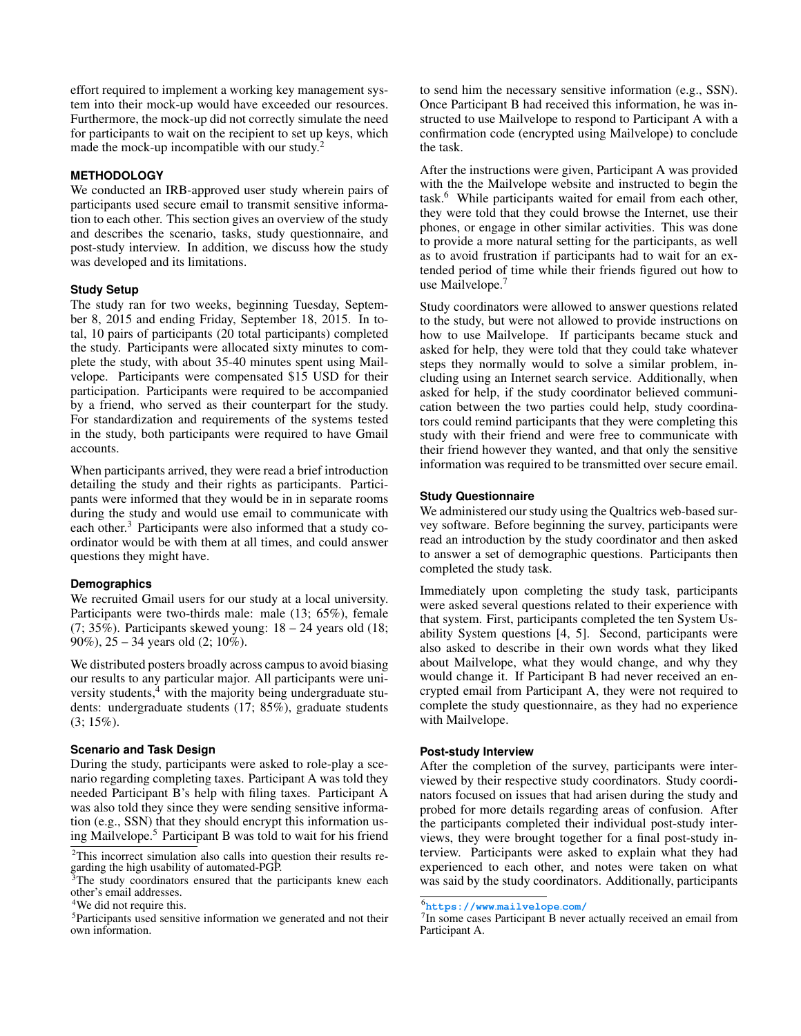effort required to implement a working key management system into their mock-up would have exceeded our resources. Furthermore, the mock-up did not correctly simulate the need for participants to wait on the recipient to set up keys, which made the mock-up incompatible with our study.[2]

## METHODOLOGY

We conducted an IRB-approved user study wherein pairs of participants used secure email to transmit sensitive information to each other. This section gives an overview of the study and describes the scenario, tasks, study questionnaire, and post-study interview. In addition, we discuss how the study was developed and its limitations.

### Study Setup

The study ran for two weeks, beginning Tuesday, September 8, 2015 and ending Friday, September 18, 2015. In total, 10 pairs of participants (20 total participants) completed the study. Participants were allocated sixty minutes to complete the study, with about 35-40 minutes spent using Mailvelope. Participants were compensated $15 USD for their participation. Participants were required to be accompanied by a friend, who served as their counterpart for the study. For standardization and requirements of the systems tested in the study, both participants were required to have Gmail accounts.

When participants arrived, they were read a brief introduction detailing the study and their rights as participants. Participants were informed that they would be in in separate rooms during the study and would use email to communicate with each other.[3] Participants were also informed that a study coordinator would be with them at all times, and could answer questions they might have.

### Demographics

We recruited Gmail users for our study at a local university. Participants were two-thirds male: male (13; 65%), female (7; 35%). Participants skewed young: 18 – 24 years old (18; 90%), 25 – 34 years old (2; 10%).

We distributed posters broadly across campus to avoid biasing our results to any particular major. All participants were university students,[4] with the majority being undergraduate students: undergraduate students (17; 85%), graduate students (3; 15%).

### Scenario and Task Design

During the study, participants were asked to role-play a scenario regarding completing taxes. Participant A was told they needed Participant B's help with filing taxes. Participant A was also told they since they were sending sensitive information (e.g., SSN) that they should encrypt this information using Mailvelope.[5] Participant B was told to wait for his friend to send him the necessary sensitive information (e.g., SSN). Once Participant B had received this information, he was instructed to use Mailvelope to respond to Participant A with a confirmation code (encrypted using Mailvelope) to conclude the task.

After the instructions were given, Participant A was provided with the the Mailvelope website and instructed to begin the task.[6] While participants waited for email from each other, they were told that they could browse the Internet, use their phones, or engage in other similar activities. This was done to provide a more natural setting for the participants, as well as to avoid frustration if participants had to wait for an extended period of time while their friends figured out how to use Mailvelope.[7]

Study coordinators were allowed to answer questions related to the study, but were not allowed to provide instructions on how to use Mailvelope. If participants became stuck and asked for help, they were told that they could take whatever steps they normally would to solve a similar problem, including using an Internet search service. Additionally, when asked for help, if the study coordinator believed communication between the two parties could help, study coordinators could remind participants that they were completing this study with their friend and were free to communicate with their friend however they wanted, and that only the sensitive information was required to be transmitted over secure email.

### Study Questionnaire

We administered our study using the Qualtrics web-based survey software. Before beginning the survey, participants were read an introduction by the study coordinator and then asked to answer a set of demographic questions. Participants then completed the study task.

Immediately upon completing the study task, participants were asked several questions related to their experience with that system. First, participants completed the ten System Usability System questions [4, 5]. Second, participants were also asked to describe in their own words what they liked about Mailvelope, what they would change, and why they would change it. If Participant B had never received an encrypted email from Participant A, they were not required to complete the study questionnaire, as they had no experience with Mailvelope.

### Post-study Interview

After the completion of the survey, participants were interviewed by their respective study coordinators. Study coordinators focused on issues that had arisen during the study and probed for more details regarding areas of confusion. After the participants completed their individual post-study interviews, they were brought together for a final post-study interview. Participants were asked to explain what they had experienced to each other, and notes were taken on what was said by the study coordinators. Additionally, participants

---

[2] This incorrect simulation also calls into question their results regarding the high usability of automated-PGP.

[3] The study coordinators ensured that the participants knew each other's email addresses.

[4] We did not require this.

[5] Participants used sensitive information we generated and not their own information.

[6] https://www.mailvelope.com/

[7] In some cases Participant B never actually received an email from Participant A.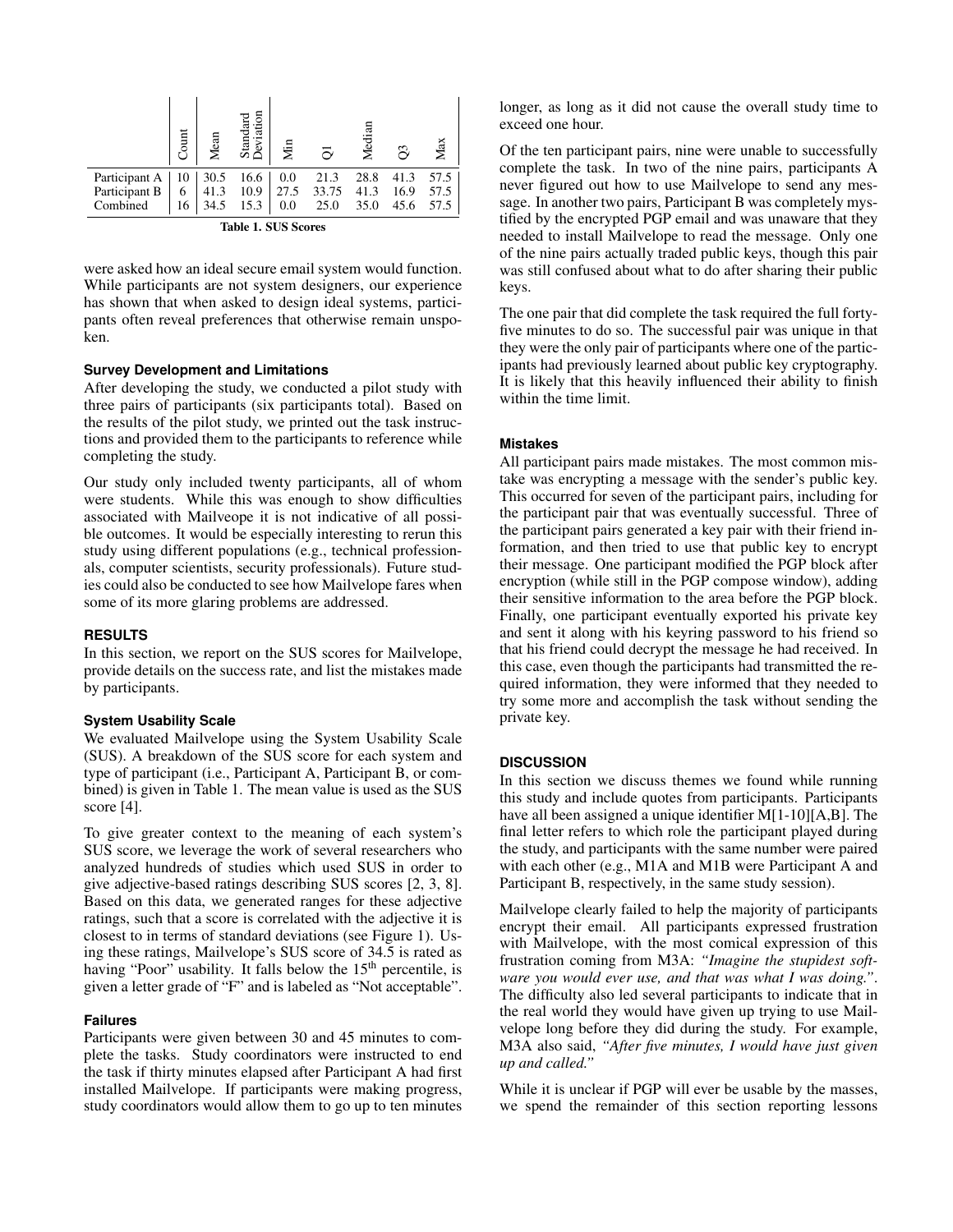| | Count | Mean | Standard Deviation | Min | Q1 | Median | Q3 | Max |
|---|---|---|---|---|---|---|---|---|
| Participant A | 10 | 30.5 | 16.6 | 0.0 | 21.3 | 28.8 | 41.3 | 57.5 |
| Participant B | 6 | 41.3 | 10.9 | 27.5 | 33.75 | 41.3 | 16.9 | 57.5 |
| Combined | 16 | 34.5 | 15.3 | 0.0 | 25.0 | 35.0 | 45.6 | 57.5 |

**Table 1. SUS Scores**

were asked how an ideal secure email system would function. While participants are not system designers, our experience has shown that when asked to design ideal systems, participants often reveal preferences that otherwise remain unspoken.

### Survey Development and Limitations

After developing the study, we conducted a pilot study with three pairs of participants (six participants total). Based on the results of the pilot study, we printed out the task instructions and provided them to the participants to reference while completing the study.

Our study only included twenty participants, all of whom were students. While this was enough to show difficulties associated with Mailveope it is not indicative of all possible outcomes. It would be especially interesting to rerun this study using different populations (e.g., technical professionals, computer scientists, security professionals). Future studies could also be conducted to see how Mailvelope fares when some of its more glaring problems are addressed.

## RESULTS

In this section, we report on the SUS scores for Mailvelope, provide details on the success rate, and list the mistakes made by participants.

### System Usability Scale

We evaluated Mailvelope using the System Usability Scale (SUS). A breakdown of the SUS score for each system and type of participant (i.e., Participant A, Participant B, or combined) is given in Table 1. The mean value is used as the SUS score [4].

To give greater context to the meaning of each system's SUS score, we leverage the work of several researchers who analyzed hundreds of studies which used SUS in order to give adjective-based ratings describing SUS scores [2, 3, 8]. Based on this data, we generated ranges for these adjective ratings, such that a score is correlated with the adjective it is closest to in terms of standard deviations (see Figure 1). Using these ratings, Mailvelope's SUS score of 34.5 is rated as having "Poor" usability. It falls below the 15th percentile, is given a letter grade of "F" and is labeled as "Not acceptable".

### Failures

Participants were given between 30 and 45 minutes to complete the tasks. Study coordinators were instructed to end the task if thirty minutes elapsed after Participant A had first installed Mailvelope. If participants were making progress, study coordinators would allow them to go up to ten minutes longer, as long as it did not cause the overall study time to exceed one hour.

Of the ten participant pairs, nine were unable to successfully complete the task. In two of the nine pairs, participants A never figured out how to use Mailvelope to send any message. In another two pairs, Participant B was completely mystified by the encrypted PGP email and was unaware that they needed to install Mailvelope to read the message. Only one of the nine pairs actually traded public keys, though this pair was still confused about what to do after sharing their public keys.

The one pair that did complete the task required the full forty-five minutes to do so. The successful pair was unique in that they were the only pair of participants where one of the participants had previously learned about public key cryptography. It is likely that this heavily influenced their ability to finish within the time limit.

### Mistakes

All participant pairs made mistakes. The most common mistake was encrypting a message with the sender's public key. This occurred for seven of the participant pairs, including for the participant pair that was eventually successful. Three of the participant pairs generated a key pair with their friend information, and then tried to use that public key to encrypt their message. One participant modified the PGP block after encryption (while still in the PGP compose window), adding their sensitive information to the area before the PGP block. Finally, one participant eventually exported his private key and sent it along with his keyring password to his friend so that his friend could decrypt the message he had received. In this case, even though the participants had transmitted the required information, they were informed that they needed to try some more and accomplish the task without sending the private key.

## DISCUSSION

In this section we discuss themes we found while running this study and include quotes from participants. Participants have all been assigned a unique identifier M[1-10][A,B]. The final letter refers to which role the participant played during the study, and participants with the same number were paired with each other (e.g., M1A and M1B were Participant A and Participant B, respectively, in the same study session).

Mailvelope clearly failed to help the majority of participants encrypt their email. All participants expressed frustration with Mailvelope, with the most comical expression of this frustration coming from M3A: *"Imagine the stupidest software you would ever use, and that was what I was doing."*. The difficulty also led several participants to indicate that in the real world they would have given up trying to use Mailvelope long before they did during the study. For example, M3A also said, *"After five minutes, I would have just given up and called."*

While it is unclear if PGP will ever be usable by the masses, we spend the remainder of this section reporting lessons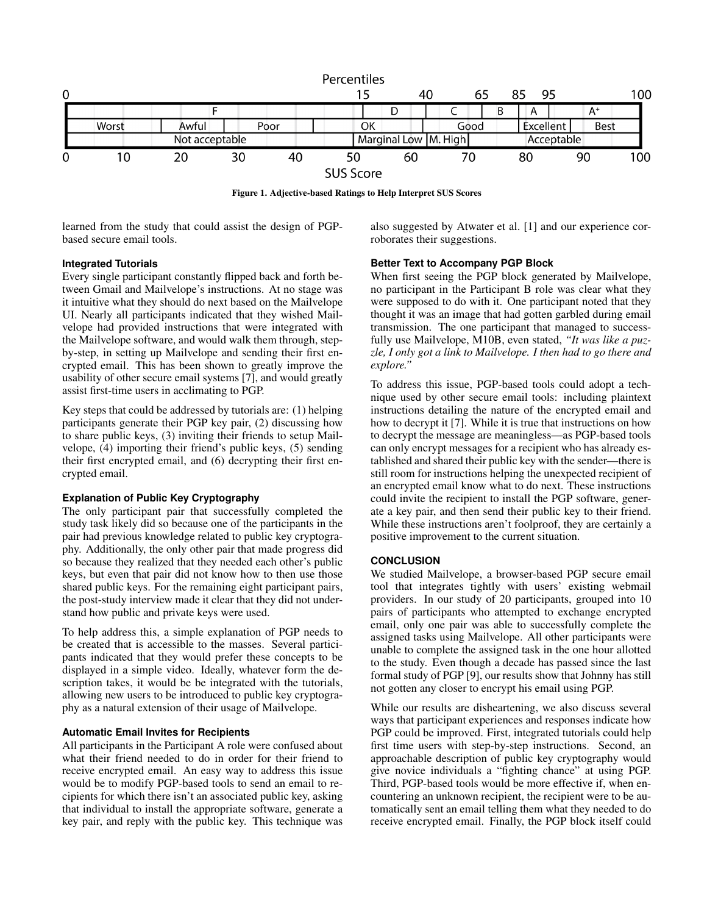**Figure 1. Adjective-based Ratings to Help Interpret SUS Scores**

learned from the study that could assist the design of PGP-based secure email tools.

### Integrated Tutorials

Every single participant constantly flipped back and forth between Gmail and Mailvelope's instructions. At no stage was it intuitive what they should do next based on the Mailvelope UI. Nearly all participants indicated that they wished Mailvelope had provided instructions that were integrated with the Mailvelope software, and would walk them through, step-by-step, in setting up Mailvelope and sending their first encrypted email. This has been shown to greatly improve the usability of other secure email systems [7], and would greatly assist first-time users in acclimating to PGP.

Key steps that could be addressed by tutorials are: (1) helping participants generate their PGP key pair, (2) discussing how to share public keys, (3) inviting their friends to setup Mailvelope, (4) importing their friend's public keys, (5) sending their first encrypted email, and (6) decrypting their first encrypted email.

### Explanation of Public Key Cryptography

The only participant pair that successfully completed the study task likely did so because one of the participants in the pair had previous knowledge related to public key cryptography. Additionally, the only other pair that made progress did so because they realized that they needed each other's public keys, but even that pair did not know how to then use those shared public keys. For the remaining eight participant pairs, the post-study interview made it clear that they did not understand how public and private keys were used.

To help address this, a simple explanation of PGP needs to be created that is accessible to the masses. Several participants indicated that they would prefer these concepts to be displayed in a simple video. Ideally, whatever form the description takes, it would be be integrated with the tutorials, allowing new users to be introduced to public key cryptography as a natural extension of their usage of Mailvelope.

### Automatic Email Invites for Recipients

All participants in the Participant A role were confused about what their friend needed to do in order for their friend to receive encrypted email. An easy way to address this issue would be to modify PGP-based tools to send an email to recipients for which there isn't an associated public key, asking that individual to install the appropriate software, generate a key pair, and reply with the public key. This technique was also suggested by Atwater et al. [1] and our experience corroborates their suggestions.

### Better Text to Accompany PGP Block

When first seeing the PGP block generated by Mailvelope, no participant in the Participant B role was clear what they were supposed to do with it. One participant noted that they thought it was an image that had gotten garbled during email transmission. The one participant that managed to successfully use Mailvelope, M10B, even stated, *"It was like a puzzle, I only got a link to Mailvelope. I then had to go there and explore."*

To address this issue, PGP-based tools could adopt a technique used by other secure email tools: including plaintext instructions detailing the nature of the encrypted email and how to decrypt it [7]. While it is true that instructions on how to decrypt the message are meaningless—as PGP-based tools can only encrypt messages for a recipient who has already established and shared their public key with the sender—there is still room for instructions helping the unexpected recipient of an encrypted email know what to do next. These instructions could invite the recipient to install the PGP software, generate a key pair, and then send their public key to their friend. While these instructions aren't foolproof, they are certainly a positive improvement to the current situation.

## CONCLUSION

We studied Mailvelope, a browser-based PGP secure email tool that integrates tightly with users' existing webmail providers. In our study of 20 participants, grouped into 10 pairs of participants who attempted to exchange encrypted email, only one pair was able to successfully complete the assigned tasks using Mailvelope. All other participants were unable to complete the assigned task in the one hour allotted to the study. Even though a decade has passed since the last formal study of PGP [9], our results show that Johnny has still not gotten any closer to encrypt his email using PGP.

While our results are disheartening, we also discuss several ways that participant experiences and responses indicate how PGP could be improved. First, integrated tutorials could help first time users with step-by-step instructions. Second, an approachable description of public key cryptography would give novice individuals a "fighting chance" at using PGP. Third, PGP-based tools would be more effective if, when encountering an unknown recipient, the recipient were to be automatically sent an email telling them what they needed to do receive encrypted email. Finally, the PGP block itself could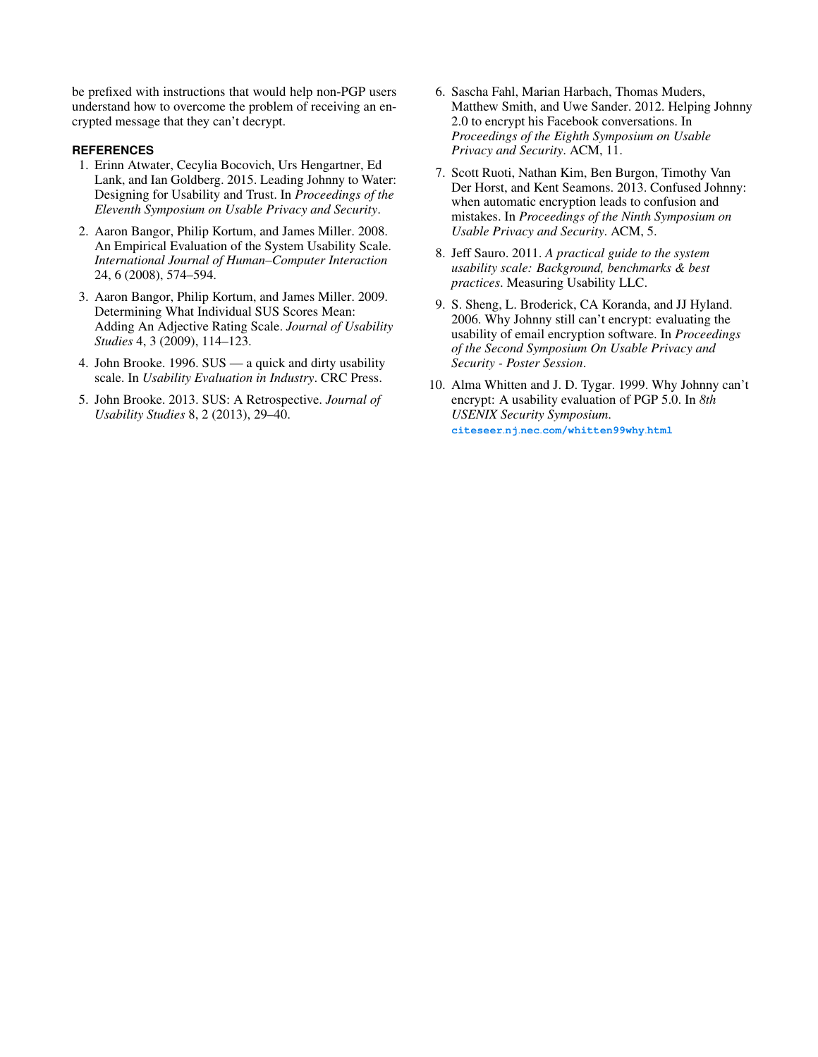be prefixed with instructions that would help non-PGP users understand how to overcome the problem of receiving an encrypted message that they can't decrypt.

## REFERENCES

1. Erinn Atwater, Cecylia Bocovich, Urs Hengartner, Ed Lank, and Ian Goldberg. 2015. Leading Johnny to Water: Designing for Usability and Trust. In *Proceedings of the Eleventh Symposium on Usable Privacy and Security*.
2. Aaron Bangor, Philip Kortum, and James Miller. 2008. An Empirical Evaluation of the System Usability Scale. *International Journal of Human–Computer Interaction* 24, 6 (2008), 574–594.
3. Aaron Bangor, Philip Kortum, and James Miller. 2009. Determining What Individual SUS Scores Mean: Adding An Adjective Rating Scale. *Journal of Usability Studies* 4, 3 (2009), 114–123.
4. John Brooke. 1996. SUS — a quick and dirty usability scale. In *Usability Evaluation in Industry*. CRC Press.
5. John Brooke. 2013. SUS: A Retrospective. *Journal of Usability Studies* 8, 2 (2013), 29–40.
6. Sascha Fahl, Marian Harbach, Thomas Muders, Matthew Smith, and Uwe Sander. 2012. Helping Johnny 2.0 to encrypt his Facebook conversations. In *Proceedings of the Eighth Symposium on Usable Privacy and Security*. ACM, 11.
7. Scott Ruoti, Nathan Kim, Ben Burgon, Timothy Van Der Horst, and Kent Seamons. 2013. Confused Johnny: when automatic encryption leads to confusion and mistakes. In *Proceedings of the Ninth Symposium on Usable Privacy and Security*. ACM, 5.
8. Jeff Sauro. 2011. *A practical guide to the system usability scale: Background, benchmarks & best practices*. Measuring Usability LLC.
9. S. Sheng, L. Broderick, CA Koranda, and JJ Hyland. 2006. Why Johnny still can't encrypt: evaluating the usability of email encryption software. In *Proceedings of the Second Symposium On Usable Privacy and Security - Poster Session*.
10. Alma Whitten and J. D. Tygar. 1999. Why Johnny can't encrypt: A usability evaluation of PGP 5.0. In *8th USENIX Security Symposium*. citeseer.nj.nec.com/whitten99why.html